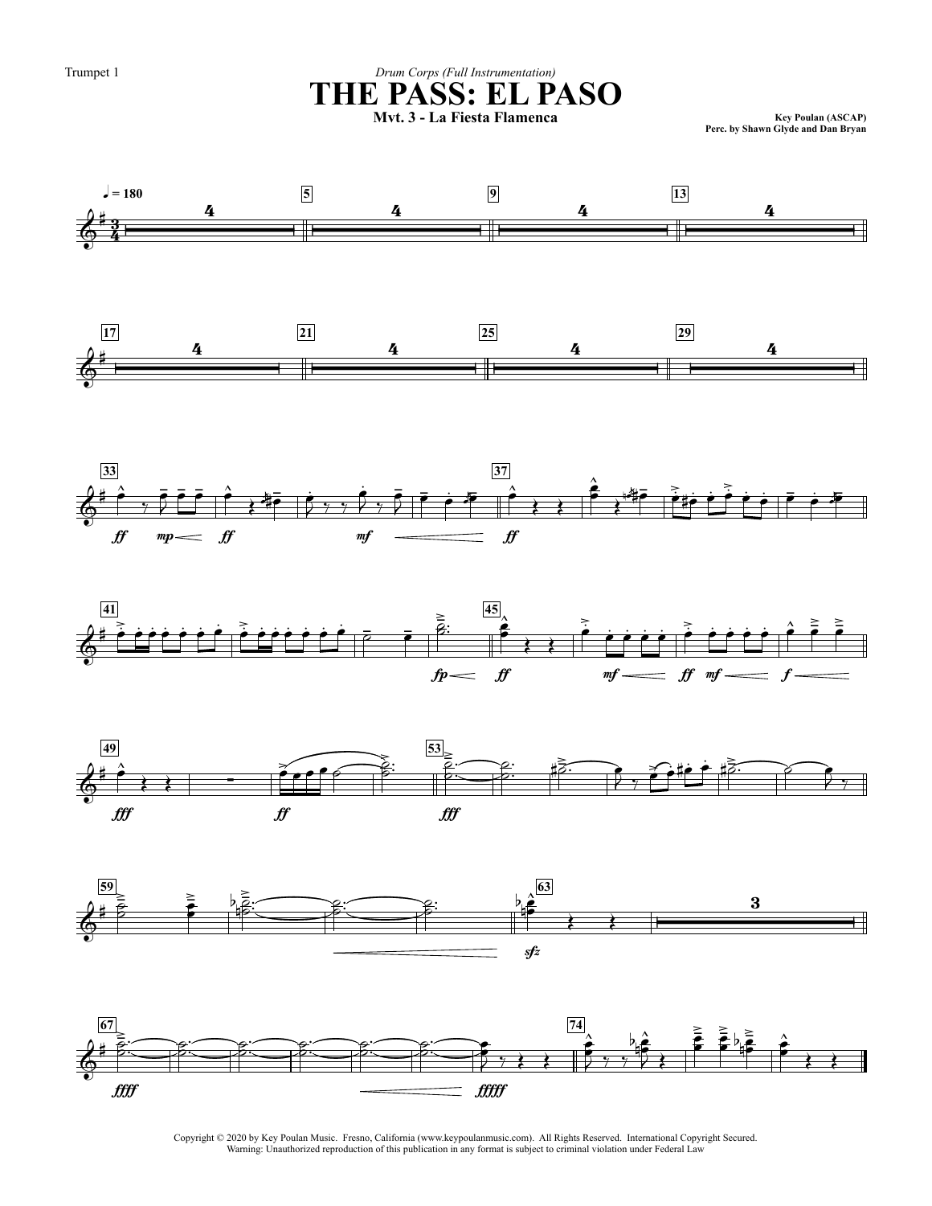Trumpet 1

*Drum Corps (Full Instrumentation)*

# THE PASS: EL PASO

## Mvt. 3 - La Fiesta Flamenca

**Key Poulan (ASCAP)**
**Perc. by Shawn Glyde and Dan Bryan**

Copyright © 2020 by Key Poulan Music. Fresno, California (www.keypoulanmusic.com). All Rights Reserved. International Copyright Secured.
Warning: Unauthorized reproduction of this publication in any format is subject to criminal violation under Federal Law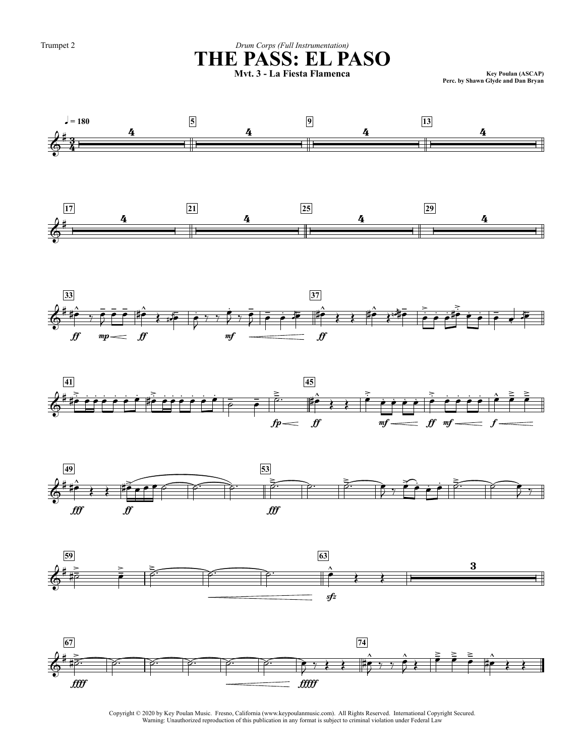Trumpet 2

*Drum Corps (Full Instrumentation)*

# THE PASS: EL PASO

**Mvt. 3 - La Fiesta Flamenca**

Key Poulan (ASCAP)
Perc. by Shawn Glyde and Dan Bryan

Copyright © 2020 by Key Poulan Music. Fresno, California (www.keypoulanmusic.com). All Rights Reserved. International Copyright Secured.
Warning: Unauthorized reproduction of this publication in any format is subject to criminal violation under Federal Law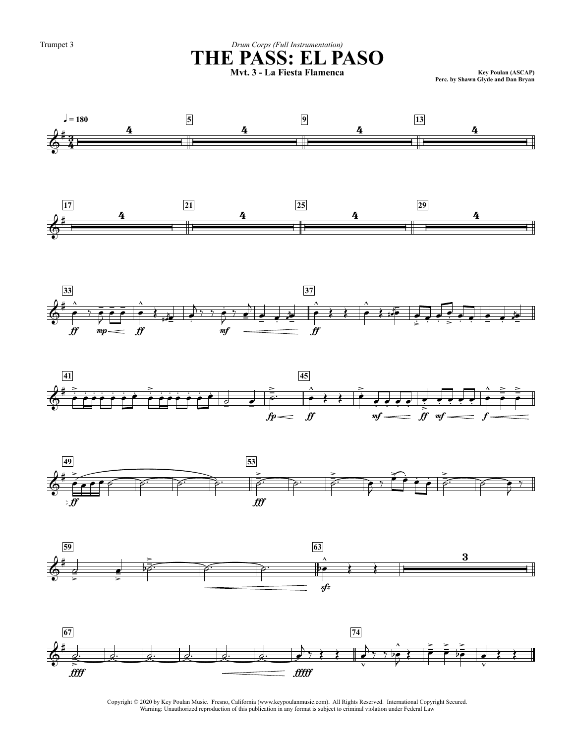Trumpet 3

*Drum Corps (Full Instrumentation)*

# THE PASS: EL PASO

**Mvt. 3 - La Fiesta Flamenca**

**Key Poulan (ASCAP)**
**Perc. by Shawn Glyde and Dan Bryan**

Copyright © 2020 by Key Poulan Music. Fresno, California (www.keypoulanmusic.com). All Rights Reserved. International Copyright Secured.
Warning: Unauthorized reproduction of this publication in any format is subject to criminal violation under Federal Law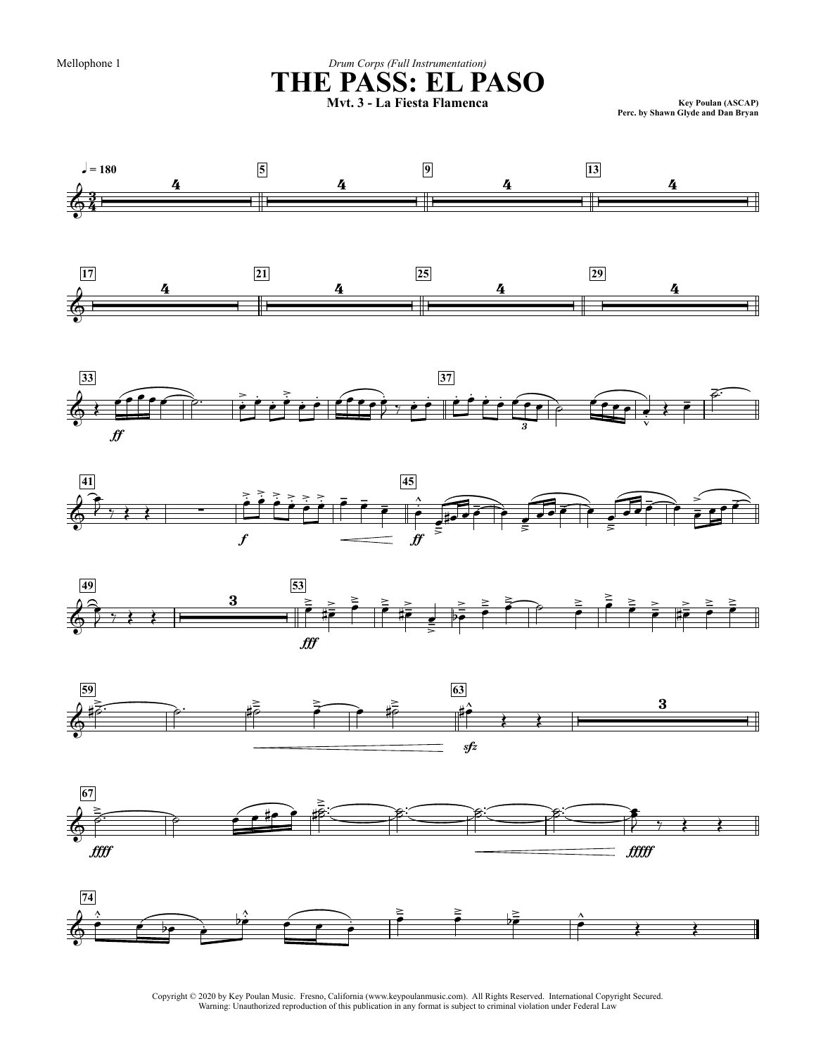Mellophone 1

*Drum Corps (Full Instrumentation)*

# THE PASS: EL PASO

**Mvt. 3 - La Fiesta Flamenca**

**Key Poulan (ASCAP)**
**Perc. by Shawn Glyde and Dan Bryan**

Copyright © 2020 by Key Poulan Music. Fresno, California (www.keypoulanmusic.com). All Rights Reserved. International Copyright Secured.
Warning: Unauthorized reproduction of this publication in any format is subject to criminal violation under Federal Law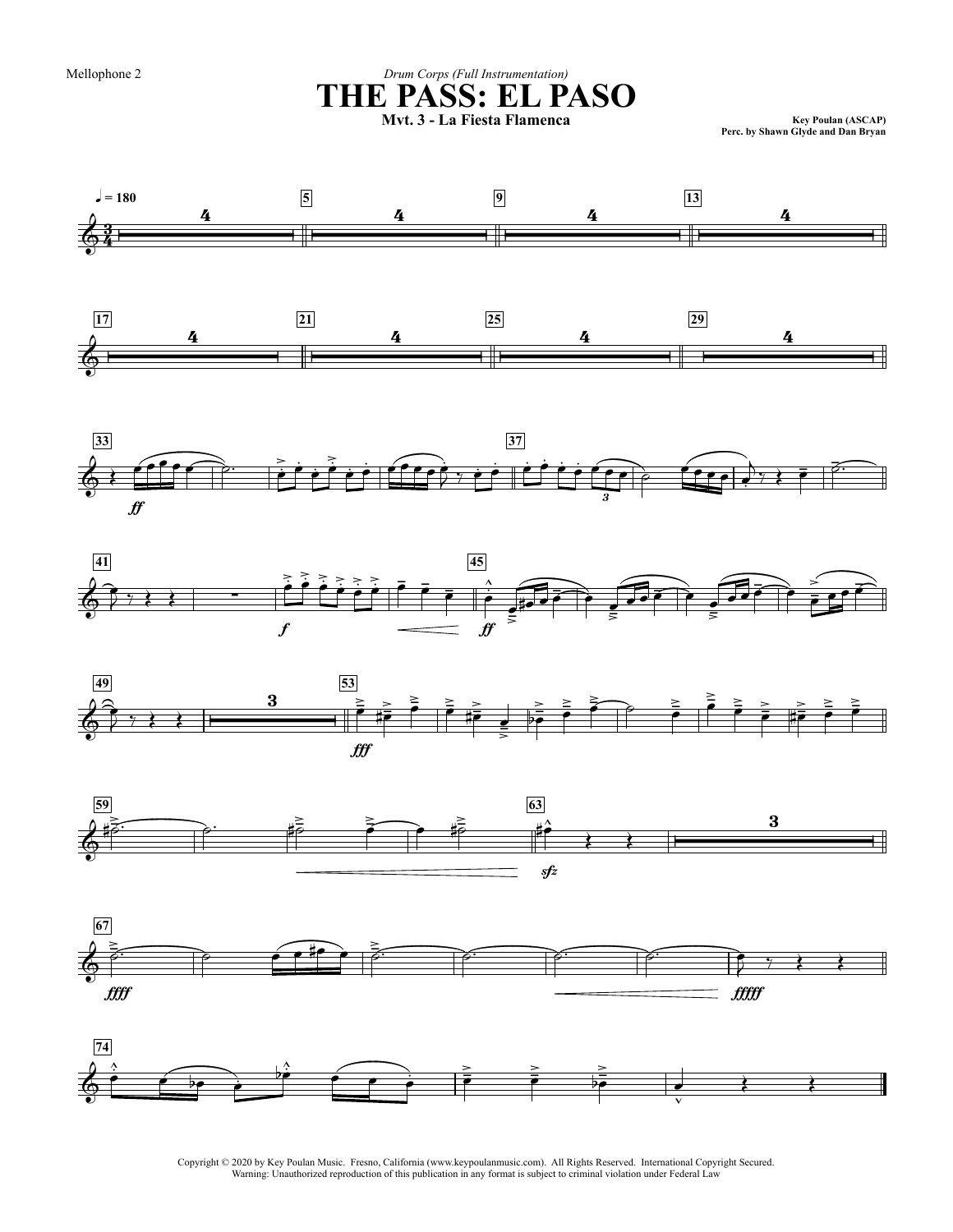Mellophone 2

*Drum Corps (Full Instrumentation)*

# THE PASS: EL PASO

**Mvt. 3 - La Fiesta Flamenca**

**Key Poulan (ASCAP)**
**Perc. by Shawn Glyde and Dan Bryan**

Copyright © 2020 by Key Poulan Music. Fresno, California (www.keypoulanmusic.com). All Rights Reserved. International Copyright Secured.
Warning: Unauthorized reproduction of this publication in any format is subject to criminal violation under Federal Law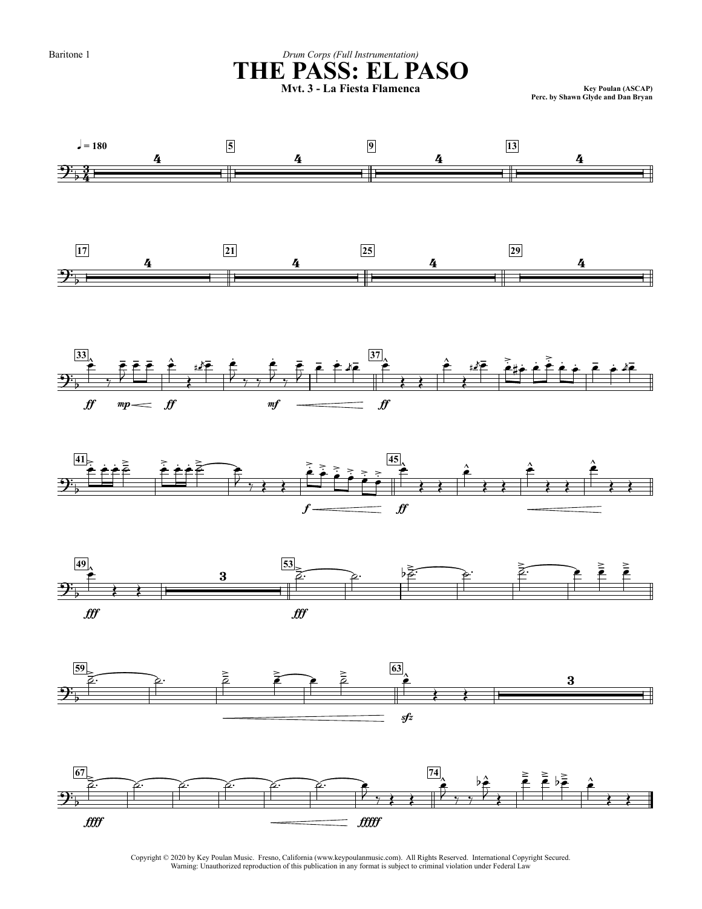Baritone 1

*Drum Corps (Full Instrumentation)*

# THE PASS: EL PASO

### Mvt. 3 - La Fiesta Flamenca

**Key Poulan (ASCAP)**
**Perc. by Shawn Glyde and Dan Bryan**

Copyright © 2020 by Key Poulan Music. Fresno, California (www.keypoulanmusic.com). All Rights Reserved. International Copyright Secured.
Warning: Unauthorized reproduction of this publication in any format is subject to criminal violation under Federal Law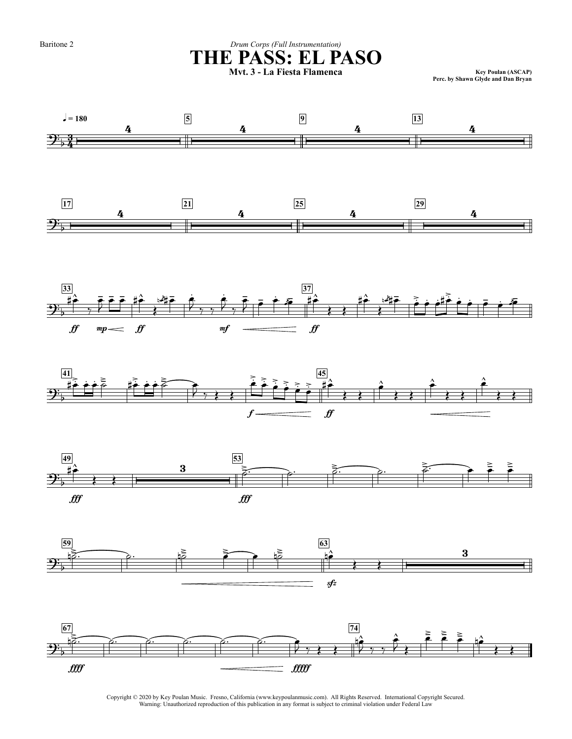Baritone 2

*Drum Corps (Full Instrumentation)*

# THE PASS: EL PASO

**Mvt. 3 - La Fiesta Flamenca**

**Key Poulan (ASCAP)**
**Perc. by Shawn Glyde and Dan Bryan**

Copyright © 2020 by Key Poulan Music. Fresno, California (www.keypoulanmusic.com). All Rights Reserved. International Copyright Secured.
Warning: Unauthorized reproduction of this publication in any format is subject to criminal violation under Federal Law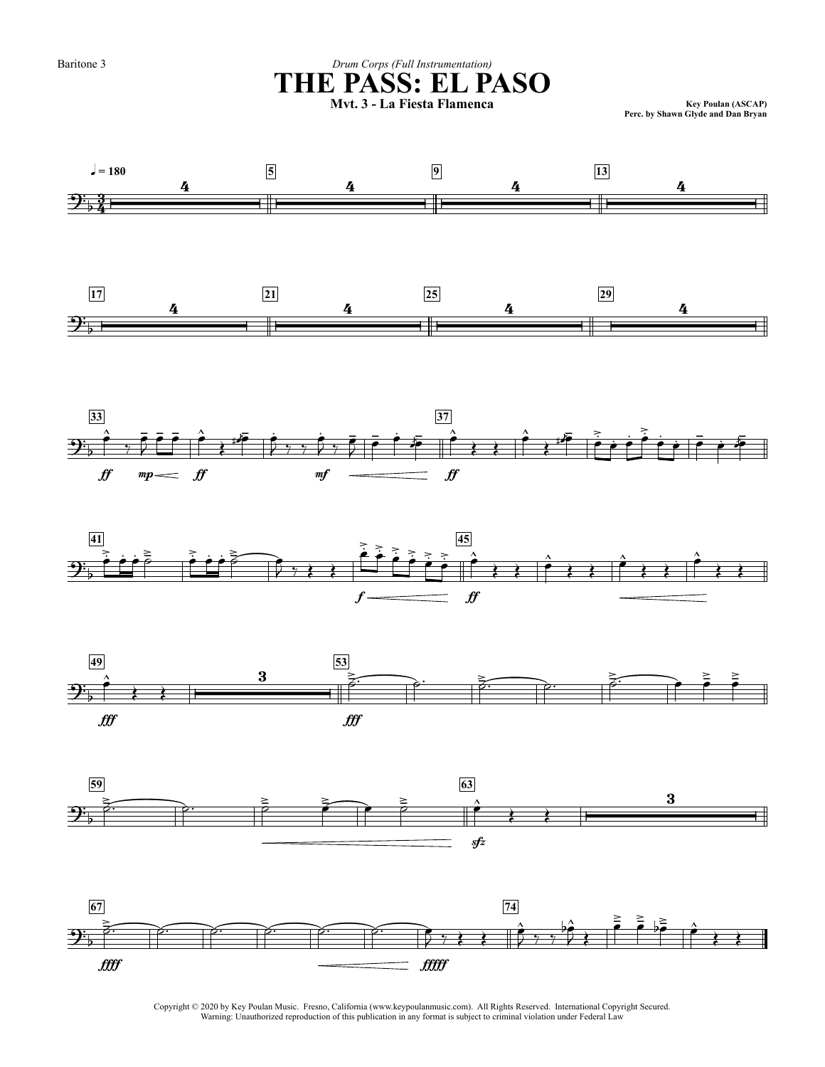Baritone 3

*Drum Corps (Full Instrumentation)*

# THE PASS: EL PASO

**Mvt. 3 - La Fiesta Flamenca**

**Key Poulan (ASCAP)**
**Perc. by Shawn Glyde and Dan Bryan**

Copyright © 2020 by Key Poulan Music. Fresno, California (www.keypoulanmusic.com). All Rights Reserved. International Copyright Secured.
Warning: Unauthorized reproduction of this publication in any format is subject to criminal violation under Federal Law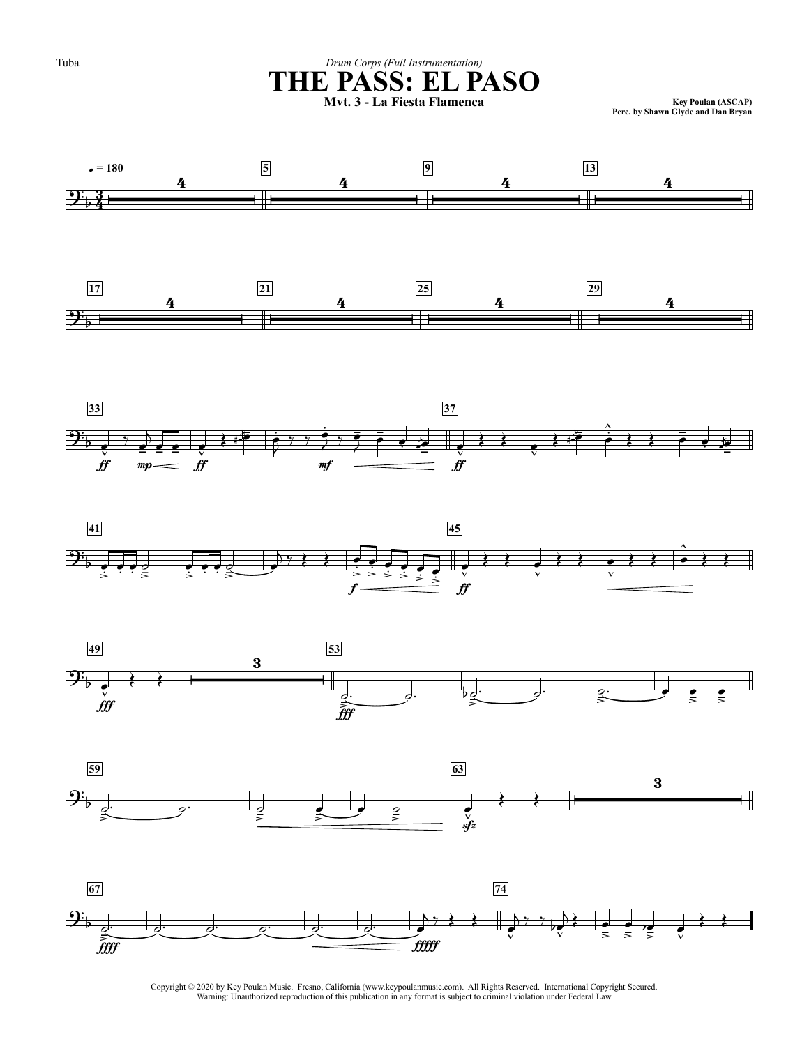Tuba

*Drum Corps (Full Instrumentation)*

# THE PASS: EL PASO

**Mvt. 3 - La Fiesta Flamenca**

**Key Poulan (ASCAP)**
**Perc. by Shawn Glyde and Dan Bryan**

Copyright © 2020 by Key Poulan Music. Fresno, California (www.keypoulanmusic.com). All Rights Reserved. International Copyright Secured.
Warning: Unauthorized reproduction of this publication in any format is subject to criminal violation under Federal Law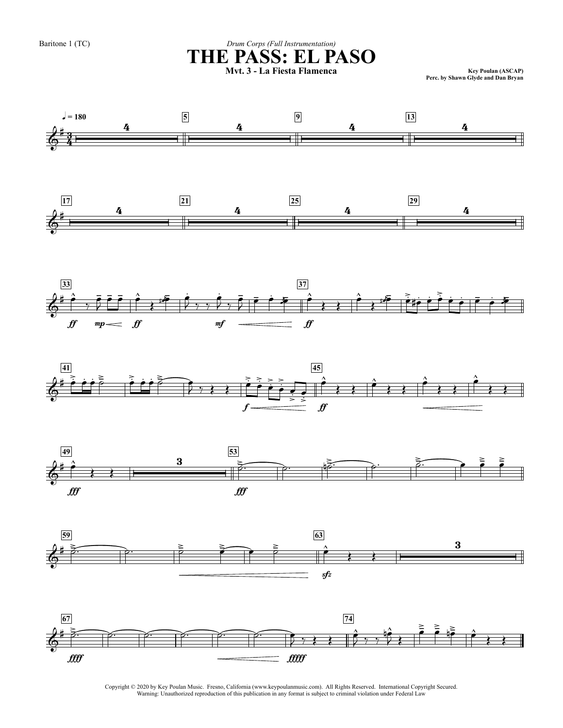Baritone 1 (TC)

*Drum Corps (Full Instrumentation)*

# THE PASS: EL PASO

**Mvt. 3 - La Fiesta Flamenca**

**Key Poulan (ASCAP)**
**Perc. by Shawn Glyde and Dan Bryan**

Copyright © 2020 by Key Poulan Music. Fresno, California (www.keypoulanmusic.com). All Rights Reserved. International Copyright Secured.
Warning: Unauthorized reproduction of this publication in any format is subject to criminal violation under Federal Law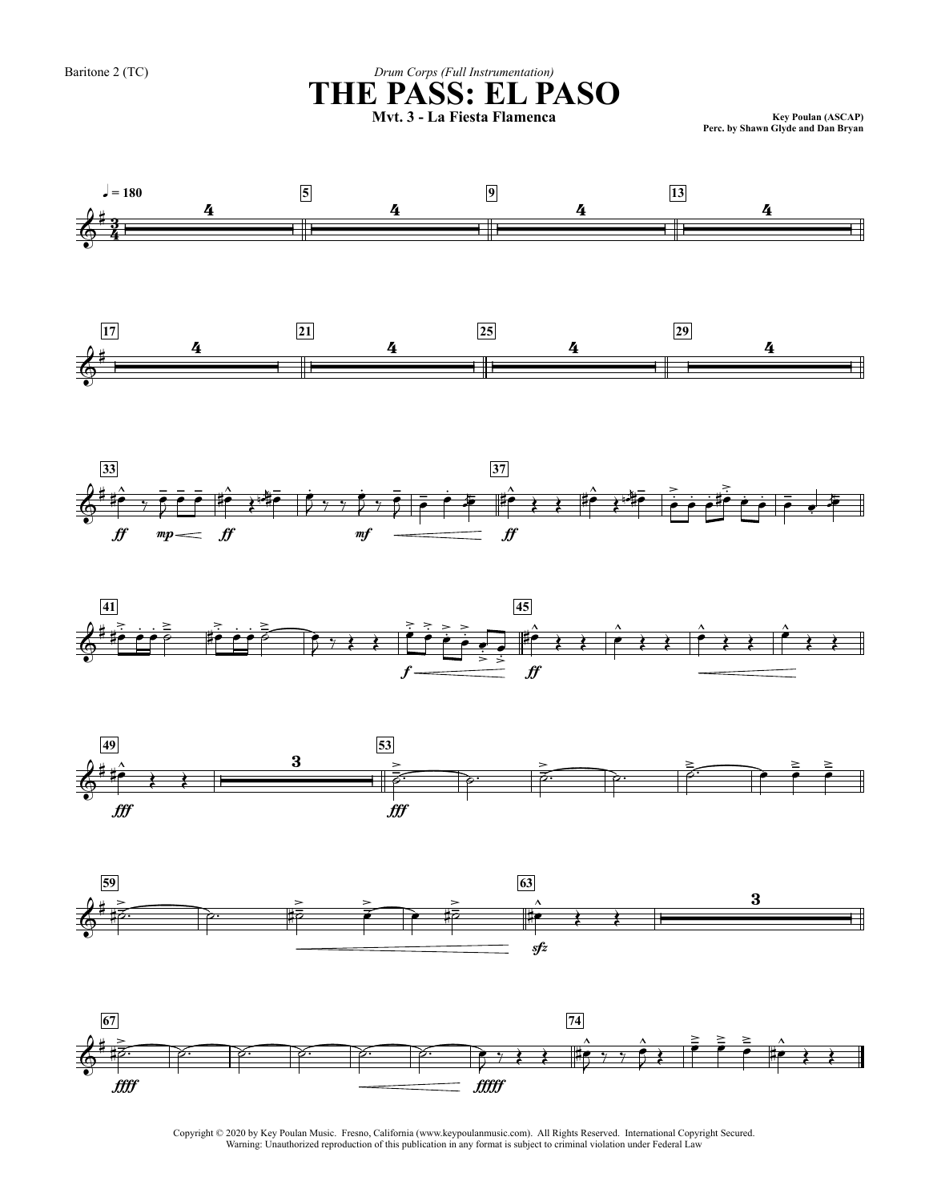Baritone 2 (TC)

*Drum Corps (Full Instrumentation)*

# THE PASS: EL PASO

**Mvt. 3 - La Fiesta Flamenca**

Key Poulan (ASCAP)
Perc. by Shawn Glyde and Dan Bryan

Copyright © 2020 by Key Poulan Music. Fresno, California (www.keypoulanmusic.com). All Rights Reserved. International Copyright Secured.
Warning: Unauthorized reproduction of this publication in any format is subject to criminal violation under Federal Law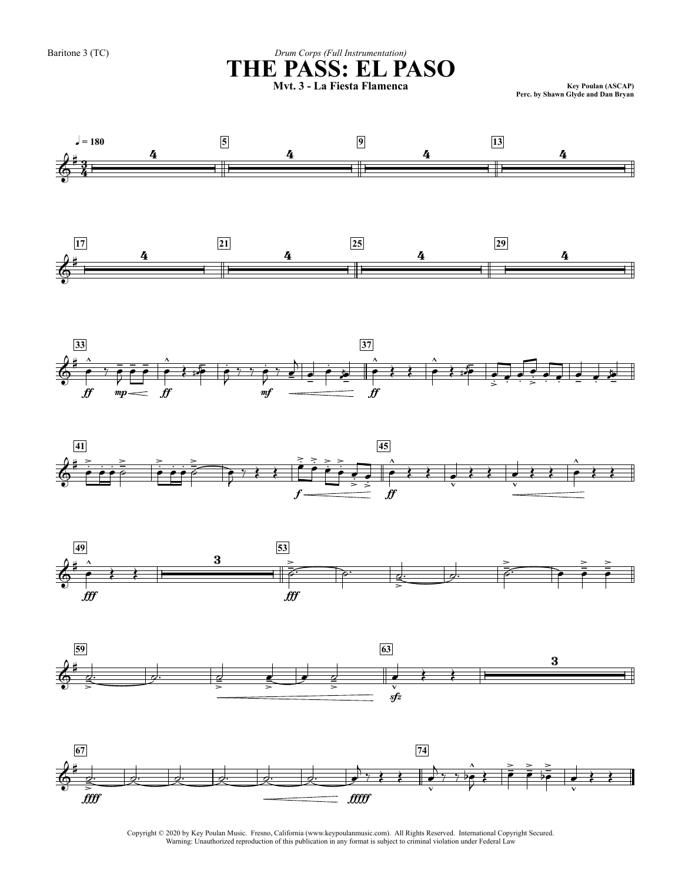Baritone 3 (TC)

*Drum Corps (Full Instrumentation)*

# THE PASS: EL PASO

**Mvt. 3 - La Fiesta Flamenca**

**Key Poulan (ASCAP)**
**Perc. by Shawn Glyde and Dan Bryan**

Copyright © 2020 by Key Poulan Music. Fresno, California (www.keypoulanmusic.com). All Rights Reserved. International Copyright Secured.
Warning: Unauthorized reproduction of this publication in any format is subject to criminal violation under Federal Law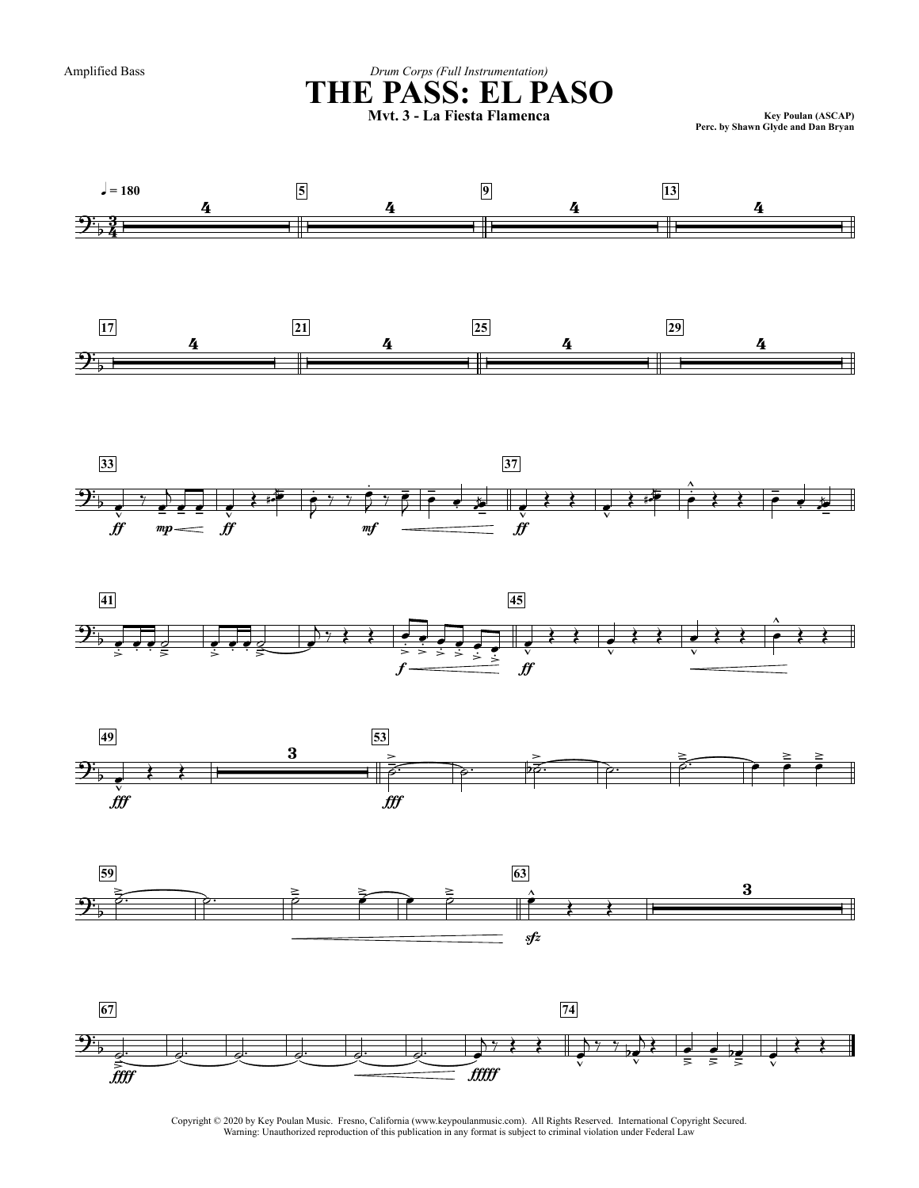Amplified Bass

*Drum Corps (Full Instrumentation)*

# THE PASS: EL PASO

**Mvt. 3 - La Fiesta Flamenca**

**Key Poulan (ASCAP)**
**Perc. by Shawn Glyde and Dan Bryan**

Copyright © 2020 by Key Poulan Music. Fresno, California (www.keypoulanmusic.com). All Rights Reserved. International Copyright Secured.
Warning: Unauthorized reproduction of this publication in any format is subject to criminal violation under Federal Law